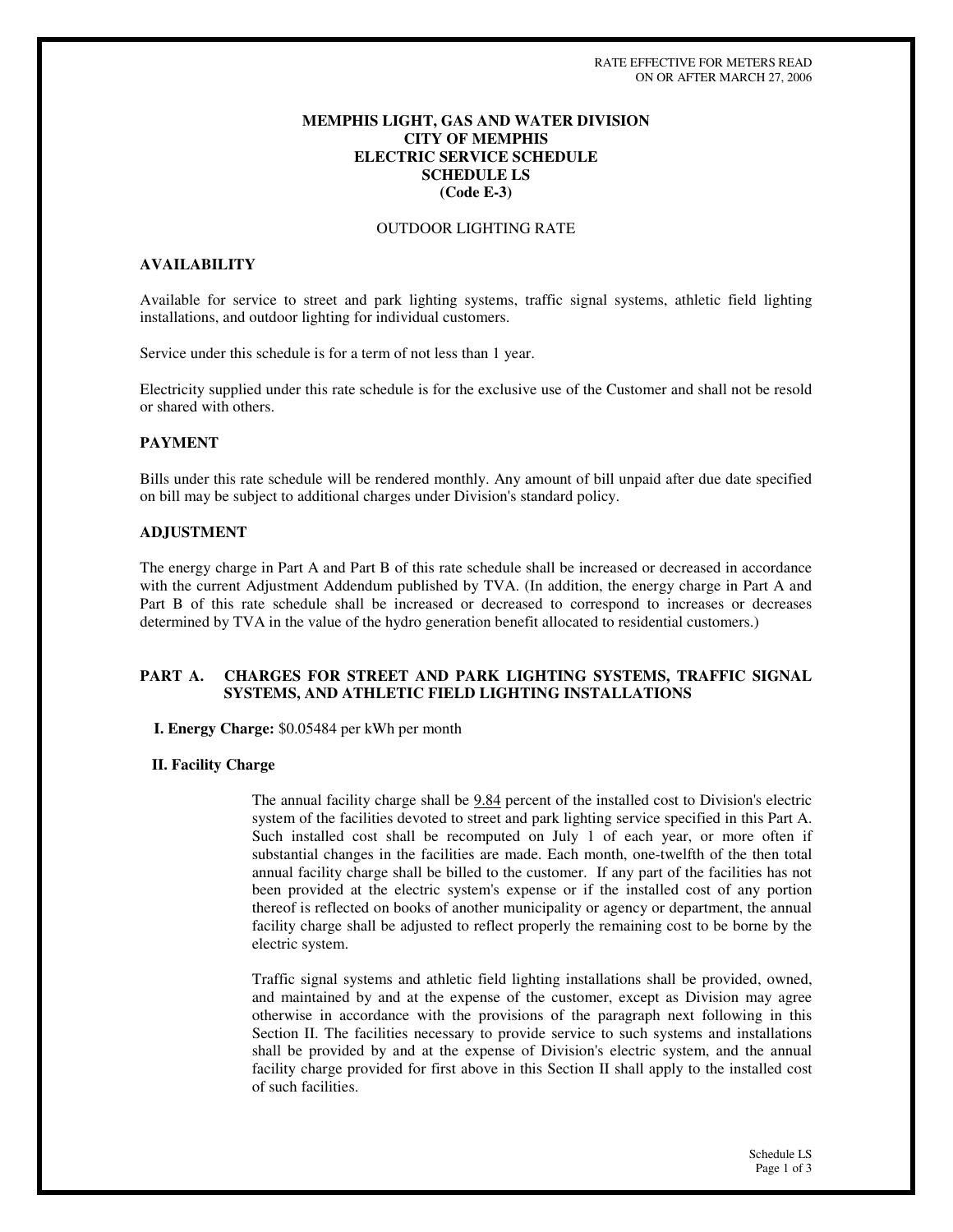RATE EFFECTIVE FOR METERS READ
ON OR AFTER MARCH 27, 2006

# MEMPHIS LIGHT, GAS AND WATER DIVISION
# CITY OF MEMPHIS
# ELECTRIC SERVICE SCHEDULE
# SCHEDULE LS
# (Code E-3)

OUTDOOR LIGHTING RATE

## AVAILABILITY

Available for service to street and park lighting systems, traffic signal systems, athletic field lighting installations, and outdoor lighting for individual customers.

Service under this schedule is for a term of not less than 1 year.

Electricity supplied under this rate schedule is for the exclusive use of the Customer and shall not be resold or shared with others.

## PAYMENT

Bills under this rate schedule will be rendered monthly. Any amount of bill unpaid after due date specified on bill may be subject to additional charges under Division's standard policy.

## ADJUSTMENT

The energy charge in Part A and Part B of this rate schedule shall be increased or decreased in accordance with the current Adjustment Addendum published by TVA. (In addition, the energy charge in Part A and Part B of this rate schedule shall be increased or decreased to correspond to increases or decreases determined by TVA in the value of the hydro generation benefit allocated to residential customers.)

## PART A. CHARGES FOR STREET AND PARK LIGHTING SYSTEMS, TRAFFIC SIGNAL SYSTEMS, AND ATHLETIC FIELD LIGHTING INSTALLATIONS

**I. Energy Charge:** $0.05484 per kWh per month

**II. Facility Charge**

The annual facility charge shall be 9.84 percent of the installed cost to Division's electric system of the facilities devoted to street and park lighting service specified in this Part A. Such installed cost shall be recomputed on July 1 of each year, or more often if substantial changes in the facilities are made. Each month, one-twelfth of the then total annual facility charge shall be billed to the customer. If any part of the facilities has not been provided at the electric system's expense or if the installed cost of any portion thereof is reflected on books of another municipality or agency or department, the annual facility charge shall be adjusted to reflect properly the remaining cost to be borne by the electric system.

Traffic signal systems and athletic field lighting installations shall be provided, owned, and maintained by and at the expense of the customer, except as Division may agree otherwise in accordance with the provisions of the paragraph next following in this Section II. The facilities necessary to provide service to such systems and installations shall be provided by and at the expense of Division's electric system, and the annual facility charge provided for first above in this Section II shall apply to the installed cost of such facilities.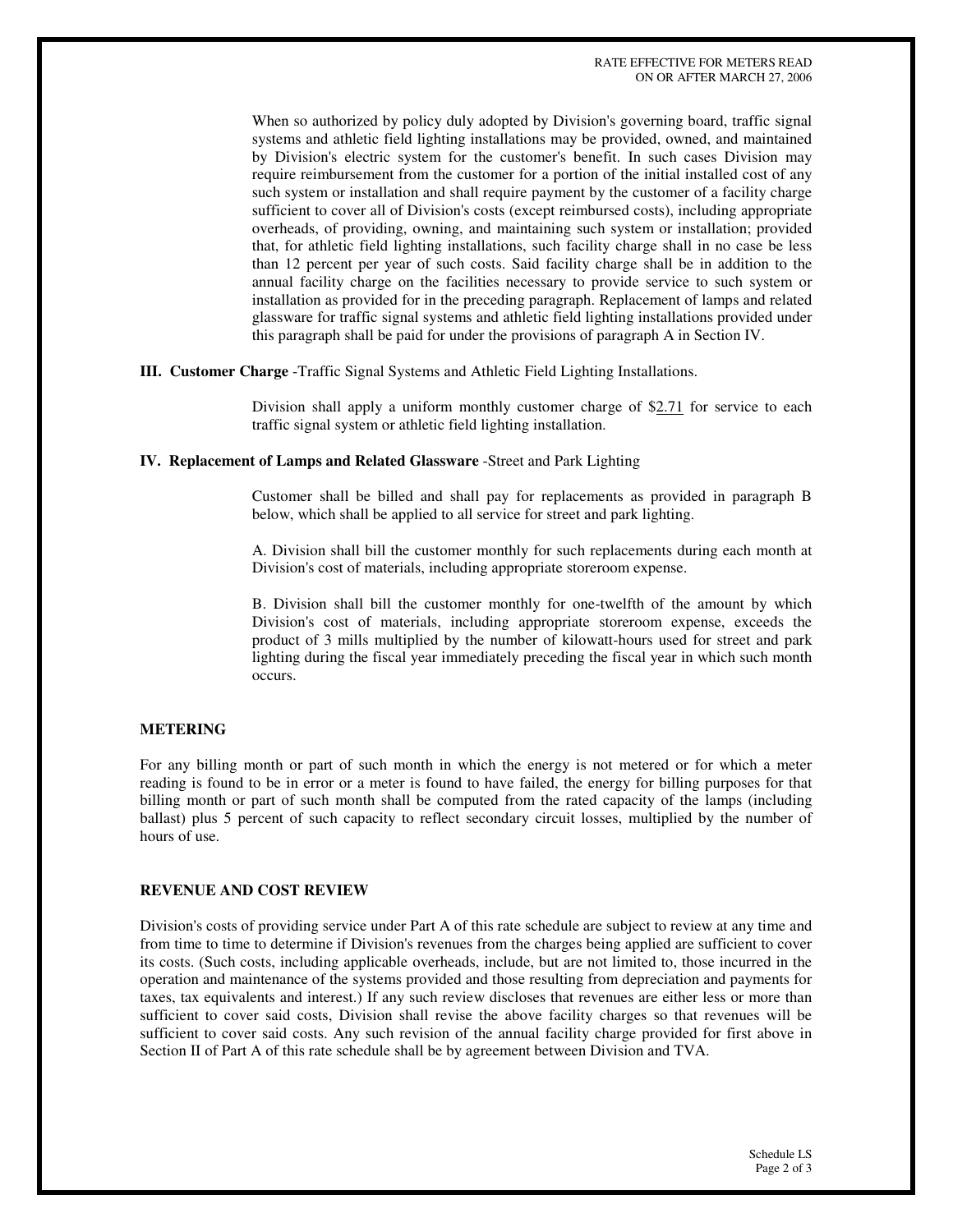When so authorized by policy duly adopted by Division's governing board, traffic signal systems and athletic field lighting installations may be provided, owned, and maintained by Division's electric system for the customer's benefit. In such cases Division may require reimbursement from the customer for a portion of the initial installed cost of any such system or installation and shall require payment by the customer of a facility charge sufficient to cover all of Division's costs (except reimbursed costs), including appropriate overheads, of providing, owning, and maintaining such system or installation; provided that, for athletic field lighting installations, such facility charge shall in no case be less than 12 percent per year of such costs. Said facility charge shall be in addition to the annual facility charge on the facilities necessary to provide service to such system or installation as provided for in the preceding paragraph. Replacement of lamps and related glassware for traffic signal systems and athletic field lighting installations provided under this paragraph shall be paid for under the provisions of paragraph A in Section IV.

**III. Customer Charge** -Traffic Signal Systems and Athletic Field Lighting Installations.

Division shall apply a uniform monthly customer charge of $2.71 for service to each traffic signal system or athletic field lighting installation.

**IV. Replacement of Lamps and Related Glassware** -Street and Park Lighting

Customer shall be billed and shall pay for replacements as provided in paragraph B below, which shall be applied to all service for street and park lighting.

A. Division shall bill the customer monthly for such replacements during each month at Division's cost of materials, including appropriate storeroom expense.

B. Division shall bill the customer monthly for one-twelfth of the amount by which Division's cost of materials, including appropriate storeroom expense, exceeds the product of 3 mills multiplied by the number of kilowatt-hours used for street and park lighting during the fiscal year immediately preceding the fiscal year in which such month occurs.

**METERING**

For any billing month or part of such month in which the energy is not metered or for which a meter reading is found to be in error or a meter is found to have failed, the energy for billing purposes for that billing month or part of such month shall be computed from the rated capacity of the lamps (including ballast) plus 5 percent of such capacity to reflect secondary circuit losses, multiplied by the number of hours of use.

**REVENUE AND COST REVIEW**

Division's costs of providing service under Part A of this rate schedule are subject to review at any time and from time to time to determine if Division's revenues from the charges being applied are sufficient to cover its costs. (Such costs, including applicable overheads, include, but are not limited to, those incurred in the operation and maintenance of the systems provided and those resulting from depreciation and payments for taxes, tax equivalents and interest.) If any such review discloses that revenues are either less or more than sufficient to cover said costs, Division shall revise the above facility charges so that revenues will be sufficient to cover said costs. Any such revision of the annual facility charge provided for first above in Section II of Part A of this rate schedule shall be by agreement between Division and TVA.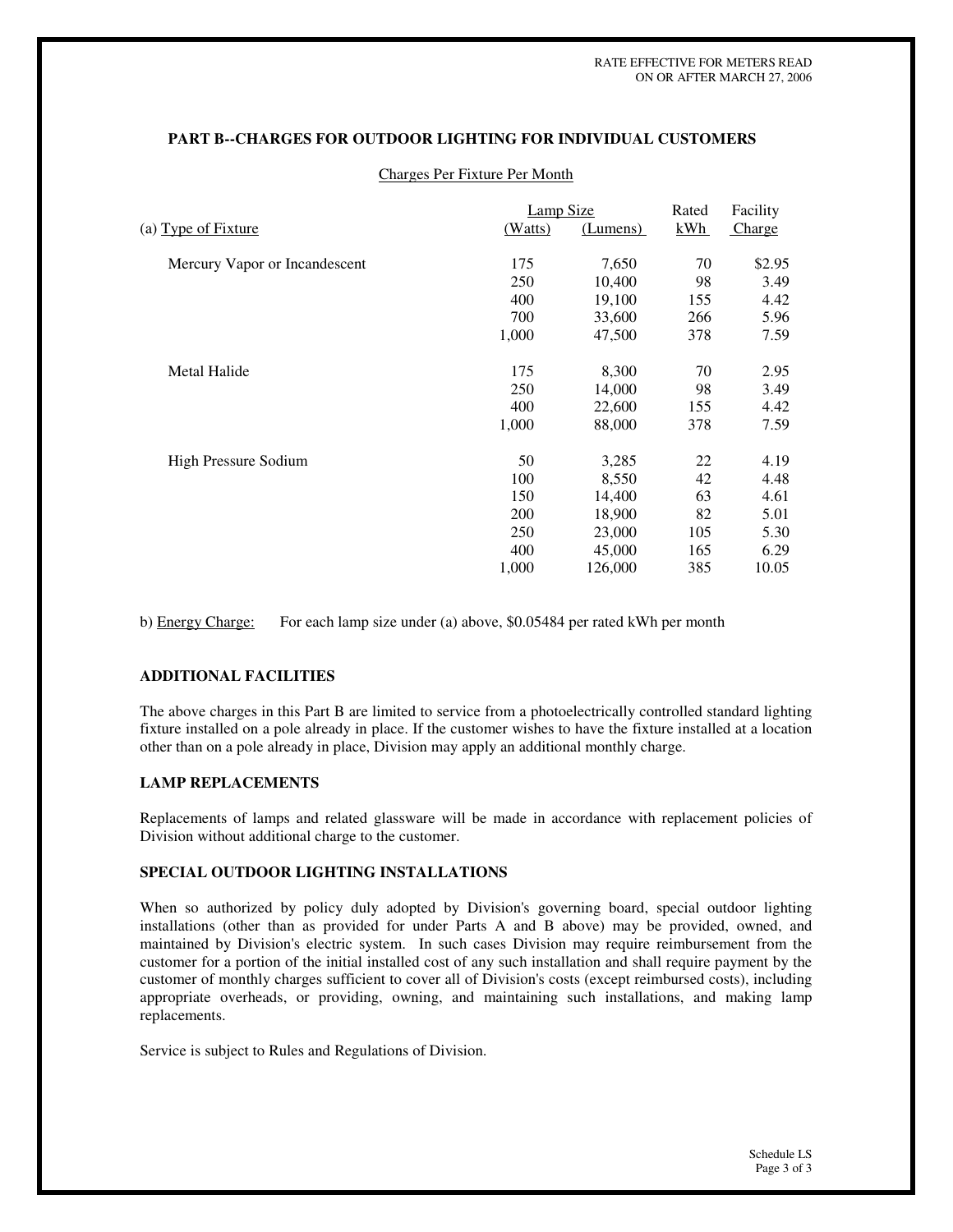RATE EFFECTIVE FOR METERS READ ON OR AFTER MARCH 27, 2006

## PART B--CHARGES FOR OUTDOOR LIGHTING FOR INDIVIDUAL CUSTOMERS

Charges Per Fixture Per Month

| (a) Type of Fixture | Lamp Size (Watts) | Lamp Size (Lumens) | Rated kWh | Facility Charge |
|---|---|---|---|---|
| Mercury Vapor or Incandescent | 175 | 7,650 | 70 | $2.95 |
| | 250 | 10,400 | 98 | 3.49 |
| | 400 | 19,100 | 155 | 4.42 |
| | 700 | 33,600 | 266 | 5.96 |
| | 1,000 | 47,500 | 378 | 7.59 |
| Metal Halide | 175 | 8,300 | 70 | 2.95 |
| | 250 | 14,000 | 98 | 3.49 |
| | 400 | 22,600 | 155 | 4.42 |
| | 1,000 | 88,000 | 378 | 7.59 |
| High Pressure Sodium | 50 | 3,285 | 22 | 4.19 |
| | 100 | 8,550 | 42 | 4.48 |
| | 150 | 14,400 | 63 | 4.61 |
| | 200 | 18,900 | 82 | 5.01 |
| | 250 | 23,000 | 105 | 5.30 |
| | 400 | 45,000 | 165 | 6.29 |
| | 1,000 | 126,000 | 385 | 10.05 |

b) Energy Charge: For each lamp size under (a) above, $0.05484 per rated kWh per month

### ADDITIONAL FACILITIES

The above charges in this Part B are limited to service from a photoelectrically controlled standard lighting fixture installed on a pole already in place. If the customer wishes to have the fixture installed at a location other than on a pole already in place, Division may apply an additional monthly charge.

### LAMP REPLACEMENTS

Replacements of lamps and related glassware will be made in accordance with replacement policies of Division without additional charge to the customer.

### SPECIAL OUTDOOR LIGHTING INSTALLATIONS

When so authorized by policy duly adopted by Division's governing board, special outdoor lighting installations (other than as provided for under Parts A and B above) may be provided, owned, and maintained by Division's electric system. In such cases Division may require reimbursement from the customer for a portion of the initial installed cost of any such installation and shall require payment by the customer of monthly charges sufficient to cover all of Division's costs (except reimbursed costs), including appropriate overheads, or providing, owning, and maintaining such installations, and making lamp replacements.

Service is subject to Rules and Regulations of Division.

Schedule LS